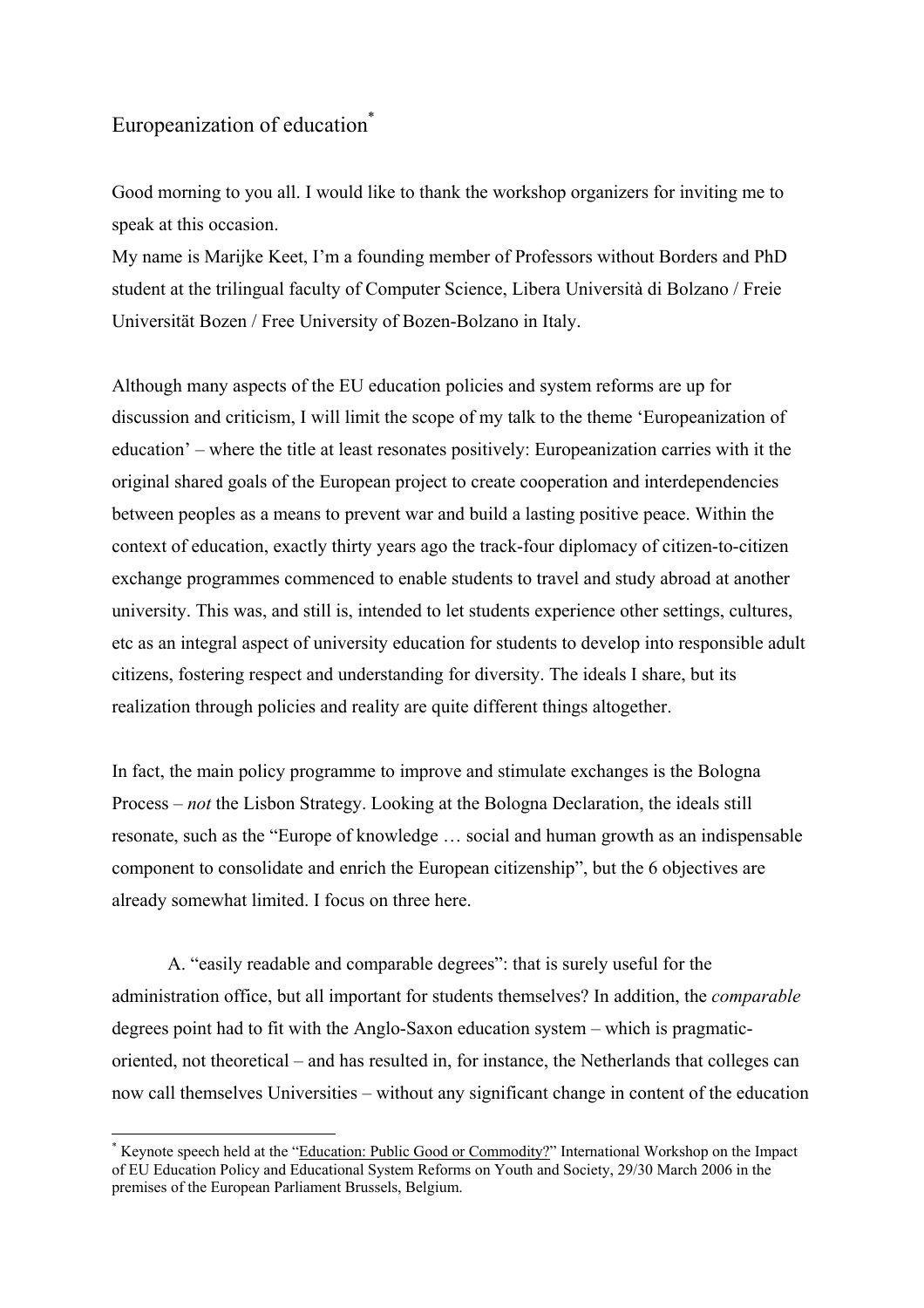# Europeanization of education[*]

Good morning to you all. I would like to thank the workshop organizers for inviting me to speak at this occasion.
My name is Marijke Keet, I'm a founding member of Professors without Borders and PhD student at the trilingual faculty of Computer Science, Libera Università di Bolzano / Freie Universität Bozen / Free University of Bozen-Bolzano in Italy.

Although many aspects of the EU education policies and system reforms are up for discussion and criticism, I will limit the scope of my talk to the theme 'Europeanization of education' – where the title at least resonates positively: Europeanization carries with it the original shared goals of the European project to create cooperation and interdependencies between peoples as a means to prevent war and build a lasting positive peace. Within the context of education, exactly thirty years ago the track-four diplomacy of citizen-to-citizen exchange programmes commenced to enable students to travel and study abroad at another university. This was, and still is, intended to let students experience other settings, cultures, etc as an integral aspect of university education for students to develop into responsible adult citizens, fostering respect and understanding for diversity. The ideals I share, but its realization through policies and reality are quite different things altogether.

In fact, the main policy programme to improve and stimulate exchanges is the Bologna Process – *not* the Lisbon Strategy. Looking at the Bologna Declaration, the ideals still resonate, such as the "Europe of knowledge … social and human growth as an indispensable component to consolidate and enrich the European citizenship", but the 6 objectives are already somewhat limited. I focus on three here.

A. "easily readable and comparable degrees": that is surely useful for the administration office, but all important for students themselves? In addition, the *comparable* degrees point had to fit with the Anglo-Saxon education system – which is pragmatic-oriented, not theoretical – and has resulted in, for instance, the Netherlands that colleges can now call themselves Universities – without any significant change in content of the education

---

[*] Keynote speech held at the "Education: Public Good or Commodity?" International Workshop on the Impact of EU Education Policy and Educational System Reforms on Youth and Society, 29/30 March 2006 in the premises of the European Parliament Brussels, Belgium.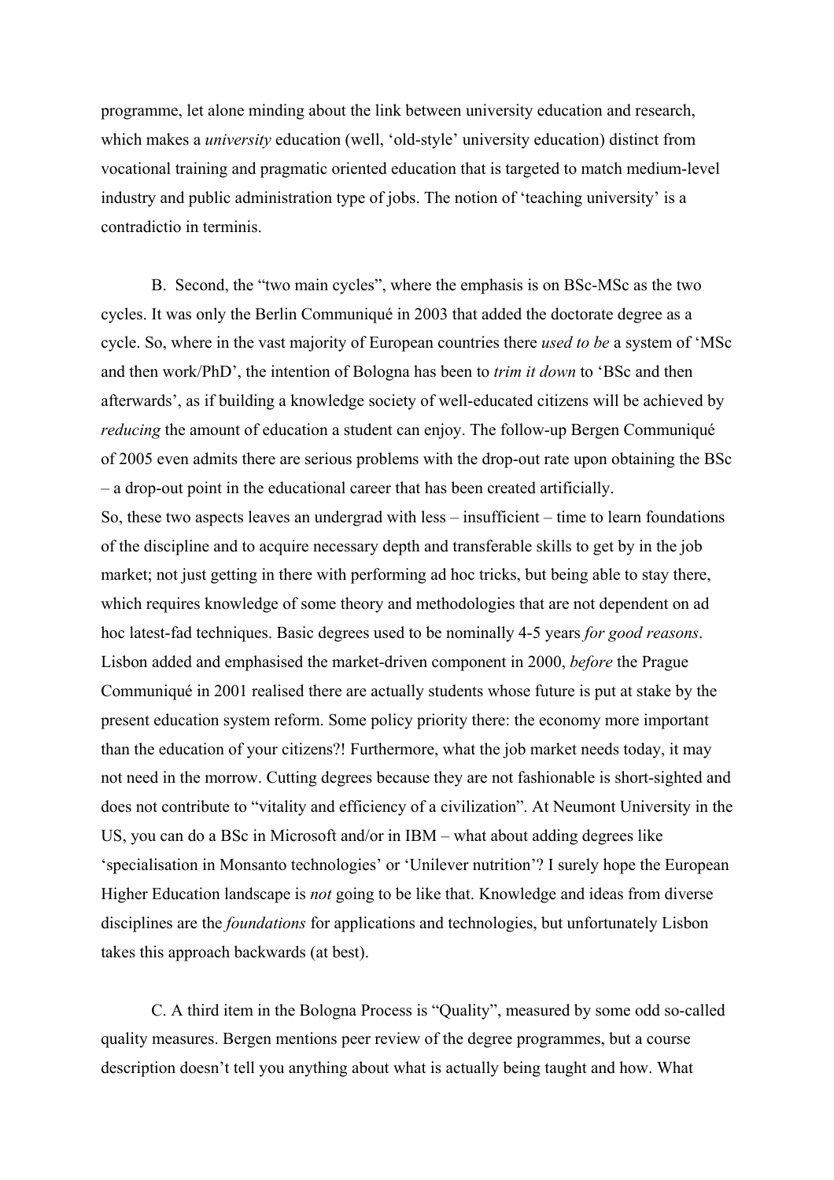programme, let alone minding about the link between university education and research, which makes a *university* education (well, 'old-style' university education) distinct from vocational training and pragmatic oriented education that is targeted to match medium-level industry and public administration type of jobs. The notion of 'teaching university' is a contradictio in terminis.

B. Second, the "two main cycles", where the emphasis is on BSc-MSc as the two cycles. It was only the Berlin Communiqué in 2003 that added the doctorate degree as a cycle. So, where in the vast majority of European countries there *used to be* a system of 'MSc and then work/PhD', the intention of Bologna has been to *trim it down* to 'BSc and then afterwards', as if building a knowledge society of well-educated citizens will be achieved by *reducing* the amount of education a student can enjoy. The follow-up Bergen Communiqué of 2005 even admits there are serious problems with the drop-out rate upon obtaining the BSc – a drop-out point in the educational career that has been created artificially.

So, these two aspects leaves an undergrad with less – insufficient – time to learn foundations of the discipline and to acquire necessary depth and transferable skills to get by in the job market; not just getting in there with performing ad hoc tricks, but being able to stay there, which requires knowledge of some theory and methodologies that are not dependent on ad hoc latest-fad techniques. Basic degrees used to be nominally 4-5 years *for good reasons*. Lisbon added and emphasised the market-driven component in 2000, *before* the Prague Communiqué in 2001 realised there are actually students whose future is put at stake by the present education system reform. Some policy priority there: the economy more important than the education of your citizens?! Furthermore, what the job market needs today, it may not need in the morrow. Cutting degrees because they are not fashionable is short-sighted and does not contribute to "vitality and efficiency of a civilization". At Neumont University in the US, you can do a BSc in Microsoft and/or in IBM – what about adding degrees like 'specialisation in Monsanto technologies' or 'Unilever nutrition'? I surely hope the European Higher Education landscape is *not* going to be like that. Knowledge and ideas from diverse disciplines are the *foundations* for applications and technologies, but unfortunately Lisbon takes this approach backwards (at best).

C. A third item in the Bologna Process is "Quality", measured by some odd so-called quality measures. Bergen mentions peer review of the degree programmes, but a course description doesn't tell you anything about what is actually being taught and how. What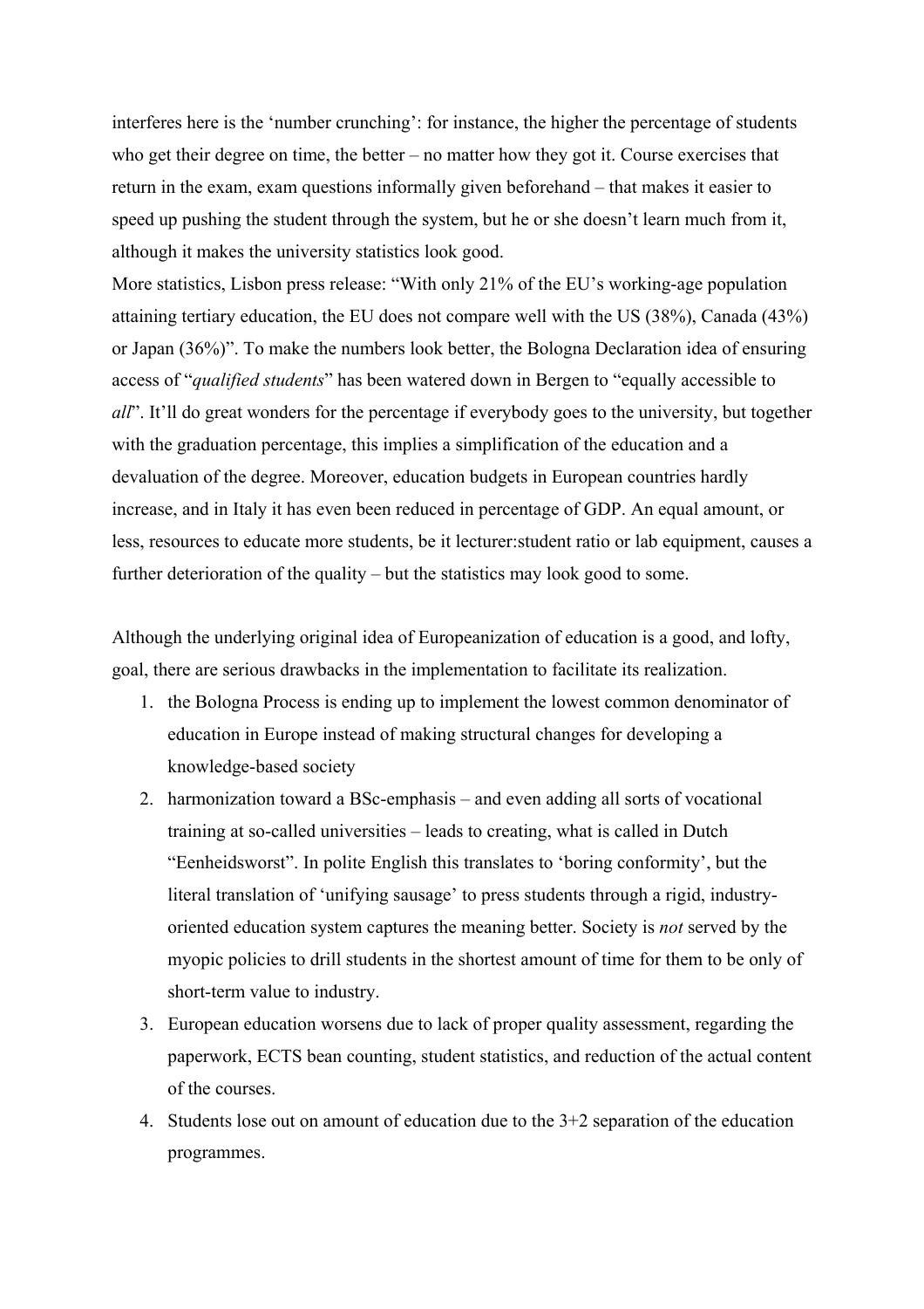interferes here is the 'number crunching': for instance, the higher the percentage of students who get their degree on time, the better – no matter how they got it. Course exercises that return in the exam, exam questions informally given beforehand – that makes it easier to speed up pushing the student through the system, but he or she doesn't learn much from it, although it makes the university statistics look good.

More statistics, Lisbon press release: "With only 21% of the EU's working-age population attaining tertiary education, the EU does not compare well with the US (38%), Canada (43%) or Japan (36%)". To make the numbers look better, the Bologna Declaration idea of ensuring access of "*qualified students*" has been watered down in Bergen to "equally accessible to *all*". It'll do great wonders for the percentage if everybody goes to the university, but together with the graduation percentage, this implies a simplification of the education and a devaluation of the degree. Moreover, education budgets in European countries hardly increase, and in Italy it has even been reduced in percentage of GDP. An equal amount, or less, resources to educate more students, be it lecturer:student ratio or lab equipment, causes a further deterioration of the quality – but the statistics may look good to some.

Although the underlying original idea of Europeanization of education is a good, and lofty, goal, there are serious drawbacks in the implementation to facilitate its realization.

1. the Bologna Process is ending up to implement the lowest common denominator of education in Europe instead of making structural changes for developing a knowledge-based society
2. harmonization toward a BSc-emphasis – and even adding all sorts of vocational training at so-called universities – leads to creating, what is called in Dutch "Eenheidsworst". In polite English this translates to 'boring conformity', but the literal translation of 'unifying sausage' to press students through a rigid, industry-oriented education system captures the meaning better. Society is *not* served by the myopic policies to drill students in the shortest amount of time for them to be only of short-term value to industry.
3. European education worsens due to lack of proper quality assessment, regarding the paperwork, ECTS bean counting, student statistics, and reduction of the actual content of the courses.
4. Students lose out on amount of education due to the 3+2 separation of the education programmes.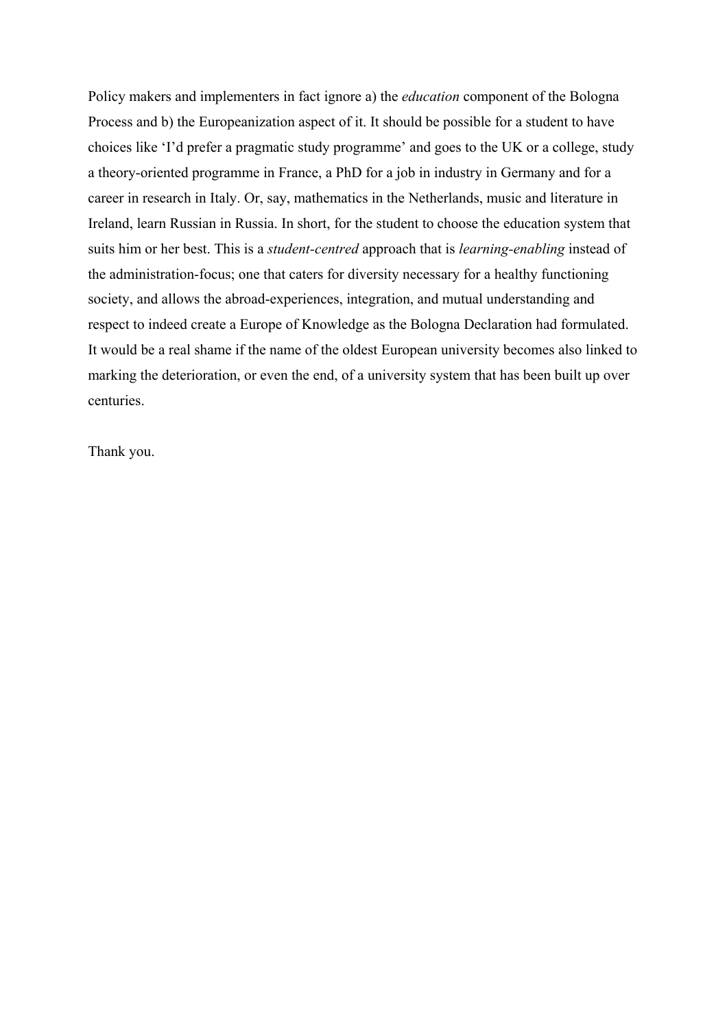Policy makers and implementers in fact ignore a) the *education* component of the Bologna Process and b) the Europeanization aspect of it. It should be possible for a student to have choices like 'I'd prefer a pragmatic study programme' and goes to the UK or a college, study a theory-oriented programme in France, a PhD for a job in industry in Germany and for a career in research in Italy. Or, say, mathematics in the Netherlands, music and literature in Ireland, learn Russian in Russia. In short, for the student to choose the education system that suits him or her best. This is a *student-centred* approach that is *learning-enabling* instead of the administration-focus; one that caters for diversity necessary for a healthy functioning society, and allows the abroad-experiences, integration, and mutual understanding and respect to indeed create a Europe of Knowledge as the Bologna Declaration had formulated. It would be a real shame if the name of the oldest European university becomes also linked to marking the deterioration, or even the end, of a university system that has been built up over centuries.

Thank you.